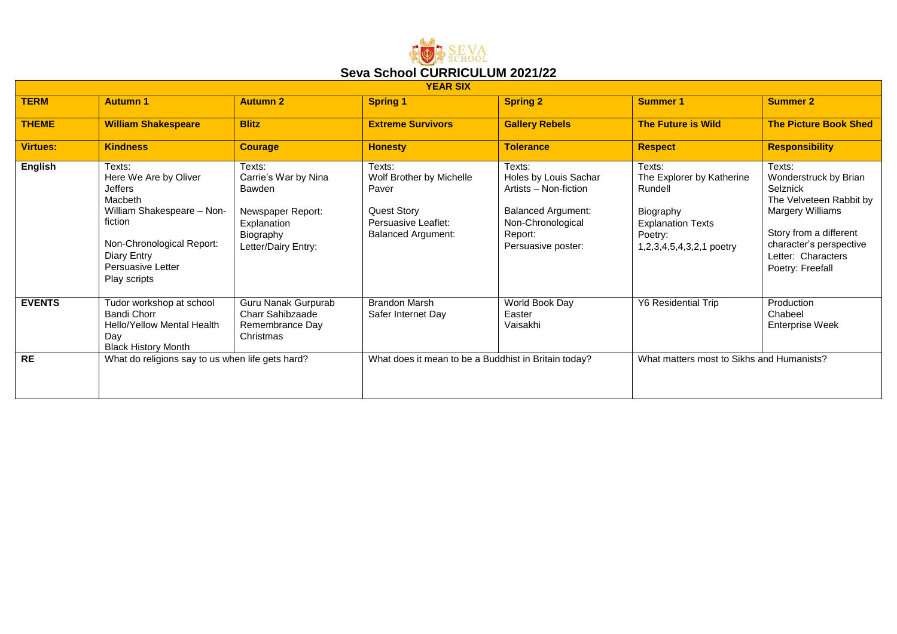SEVA SCHOOL

# Seva School CURRICULUM 2021/22

| YEAR SIX | | | | | | |
|---|---|---|---|---|---|---|
| **TERM** | **Autumn 1** | **Autumn 2** | **Spring 1** | **Spring 2** | **Summer 1** | **Summer 2** |
| **THEME** | **William Shakespeare** | **Blitz** | **Extreme Survivors** | **Gallery Rebels** | **The Future is Wild** | **The Picture Book Shed** |
| **Virtues:** | **Kindness** | **Courage** | **Honesty** | **Tolerance** | **Respect** | **Responsibility** |
| **English** | Texts:<br>Here We Are by Oliver Jeffers<br>Macbeth<br>William Shakespeare – Non-fiction<br><br>Non-Chronological Report:<br>Diary Entry<br>Persuasive Letter<br>Play scripts | Texts:<br>Carrie's War by Nina Bawden<br><br>Newspaper Report:<br>Explanation<br>Biography<br>Letter/Dairy Entry: | Texts:<br>Wolf Brother by Michelle Paver<br><br>Quest Story<br>Persuasive Leaflet:<br>Balanced Argument: | Texts:<br>Holes by Louis Sachar<br>Artists – Non-fiction<br><br>Balanced Argument:<br>Non-Chronological Report:<br>Persuasive poster: | Texts:<br>The Explorer by Katherine Rundell<br><br>Biography<br>Explanation Texts<br>Poetry:<br>1,2,3,4,5,4,3,2,1 poetry | Texts:<br>Wonderstruck by Brian Selznick<br>The Velveteen Rabbit by Margery Williams<br><br>Story from a different character's perspective<br>Letter: Characters<br>Poetry: Freefall |
| **EVENTS** | Tudor workshop at school<br>Bandi Chorr<br>Hello/Yellow Mental Health Day<br>Black History Month | Guru Nanak Gurpurab<br>Charr Sahibzaade<br>Remembrance Day<br>Christmas | Brandon Marsh<br>Safer Internet Day | World Book Day<br>Easter<br>Vaisakhi | Y6 Residential Trip | Production<br>Chabeel<br>Enterprise Week |
| **RE** | What do religions say to us when life gets hard? | | What does it mean to be a Buddhist in Britain today? | | What matters most to Sikhs and Humanists? | |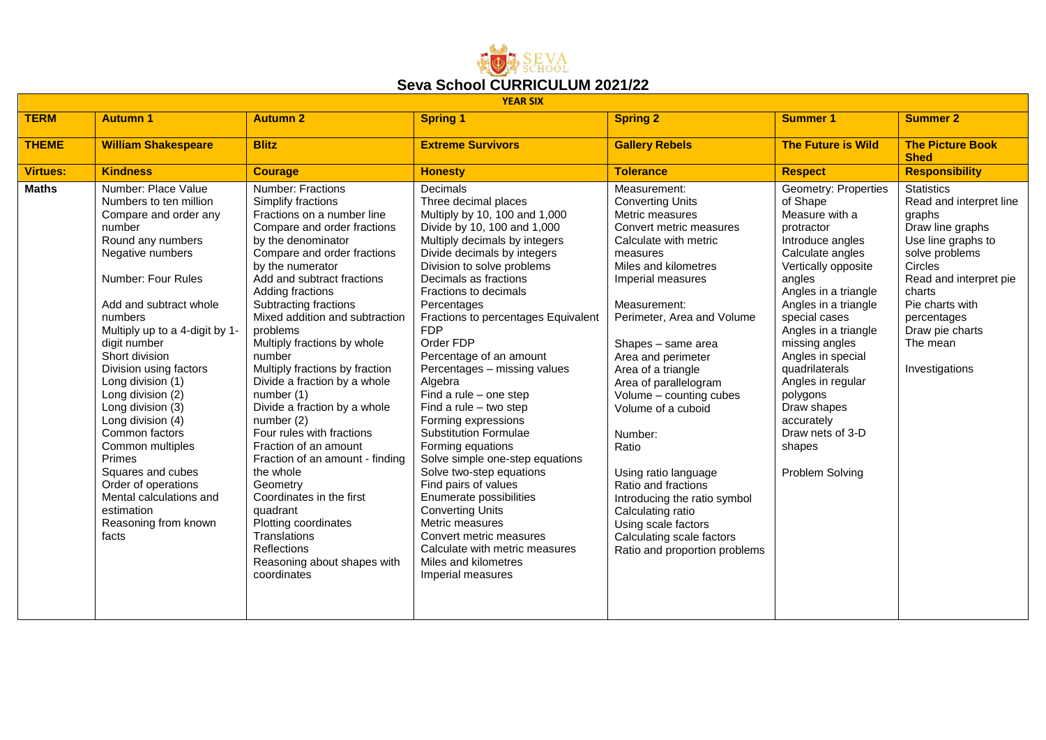# Seva School CURRICULUM 2021/22

**YEAR SIX**

| TERM | Autumn 1 | Autumn 2 | Spring 1 | Spring 2 | Summer 1 | Summer 2 |
|---|---|---|---|---|---|---|
| **THEME** | **William Shakespeare** | **Blitz** | **Extreme Survivors** | **Gallery Rebels** | **The Future is Wild** | **The Picture Book Shed** |
| **Virtues:** | **Kindness** | **Courage** | **Honesty** | **Tolerance** | **Respect** | **Responsibility** |
| **Maths** | Number: Place Value<br>Numbers to ten million<br>Compare and order any number<br>Round any numbers<br>Negative numbers<br><br>Number: Four Rules<br><br>Add and subtract whole numbers<br>Multiply up to a 4-digit by 1-digit number<br>Short division<br>Division using factors<br>Long division (1)<br>Long division (2)<br>Long division (3)<br>Long division (4)<br>Common factors<br>Common multiples<br>Primes<br>Squares and cubes<br>Order of operations<br>Mental calculations and estimation<br>Reasoning from known facts | Number: Fractions<br>Simplify fractions<br>Fractions on a number line<br>Compare and order fractions by the denominator<br>Compare and order fractions by the numerator<br>Add and subtract fractions<br>Adding fractions<br>Subtracting fractions<br>Mixed addition and subtraction problems<br>Multiply fractions by whole number<br>Multiply fractions by fraction<br>Divide a fraction by a whole number (1)<br>Divide a fraction by a whole number (2)<br>Four rules with fractions<br>Fraction of an amount<br>Fraction of an amount - finding the whole<br>Geometry<br>Coordinates in the first quadrant<br>Plotting coordinates<br>Translations<br>Reflections<br>Reasoning about shapes with coordinates | Decimals<br>Three decimal places<br>Multiply by 10, 100 and 1,000<br>Divide by 10, 100 and 1,000<br>Multiply decimals by integers<br>Divide decimals by integers<br>Division to solve problems<br>Decimals as fractions<br>Fractions to decimals<br>Percentages<br>Fractions to percentages Equivalent FDP<br>Order FDP<br>Percentage of an amount<br>Percentages – missing values<br>Algebra<br>Find a rule – one step<br>Find a rule – two step<br>Forming expressions<br>Substitution Formulae<br>Forming equations<br>Solve simple one-step equations<br>Solve two-step equations<br>Find pairs of values<br>Enumerate possibilities<br>Converting Units<br>Metric measures<br>Convert metric measures<br>Calculate with metric measures<br>Miles and kilometres<br>Imperial measures | Measurement:<br>Converting Units<br>Metric measures<br>Convert metric measures<br>Calculate with metric measures<br>Miles and kilometres<br>Imperial measures<br><br>Measurement:<br>Perimeter, Area and Volume<br><br>Shapes – same area<br>Area and perimeter<br>Area of a triangle<br>Area of parallelogram<br>Volume – counting cubes<br>Volume of a cuboid<br><br>Number:<br>Ratio<br><br>Using ratio language<br>Ratio and fractions<br>Introducing the ratio symbol<br>Calculating ratio<br>Using scale factors<br>Calculating scale factors<br>Ratio and proportion problems | Geometry: Properties of Shape<br>Measure with a protractor<br>Introduce angles<br>Calculate angles<br>Vertically opposite angles<br>Angles in a triangle<br>Angles in a triangle special cases<br>Angles in a triangle missing angles<br>Angles in special quadrilaterals<br>Angles in regular polygons<br>Draw shapes accurately<br>Draw nets of 3-D shapes<br><br>Problem Solving | Statistics<br>Read and interpret line graphs<br>Draw line graphs<br>Use line graphs to solve problems<br>Circles<br>Read and interpret pie charts<br>Pie charts with percentages<br>Draw pie charts<br>The mean<br><br>Investigations |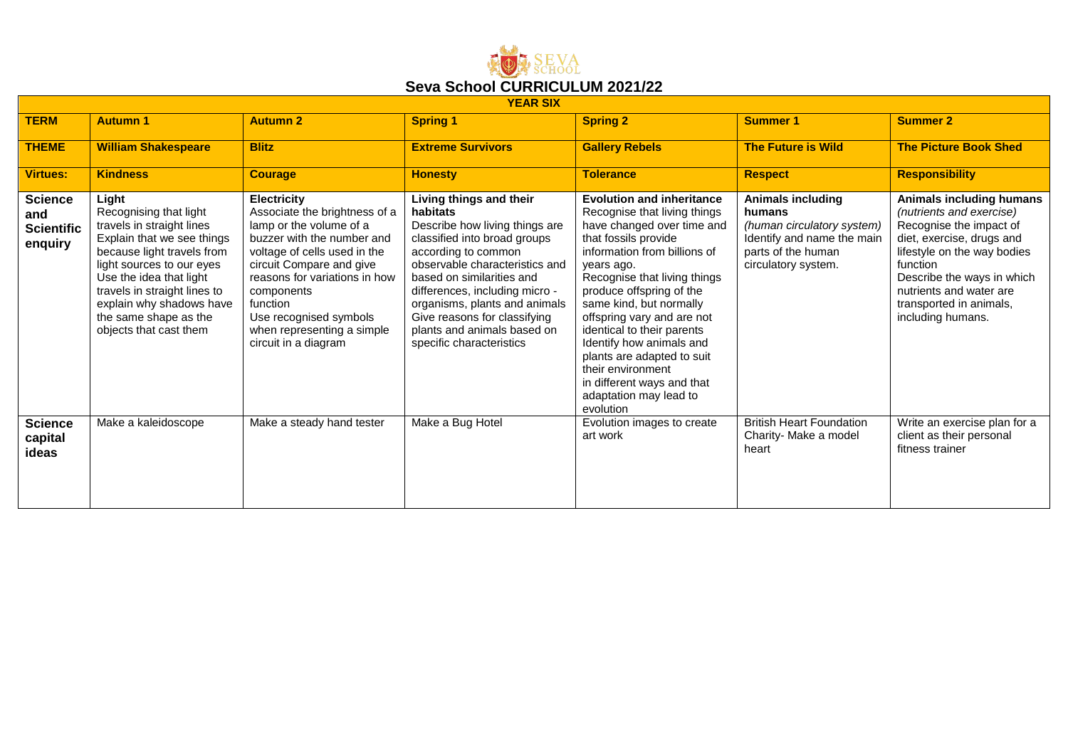# Seva School CURRICULUM 2021/22

| YEAR SIX | | | | | | |
|---|---|---|---|---|---|---|
| **TERM** | **Autumn 1** | **Autumn 2** | **Spring 1** | **Spring 2** | **Summer 1** | **Summer 2** |
| **THEME** | **William Shakespeare** | **Blitz** | **Extreme Survivors** | **Gallery Rebels** | **The Future is Wild** | **The Picture Book Shed** |
| **Virtues:** | **Kindness** | **Courage** | **Honesty** | **Tolerance** | **Respect** | **Responsibility** |
| **Science and Scientific enquiry** | **Light**<br>Recognising that light travels in straight lines<br>Explain that we see things because light travels from light sources to our eyes<br>Use the idea that light travels in straight lines to explain why shadows have the same shape as the objects that cast them | **Electricity**<br>Associate the brightness of a lamp or the volume of a buzzer with the number and voltage of cells used in the circuit Compare and give reasons for variations in how components function<br>Use recognised symbols when representing a simple circuit in a diagram | **Living things and their habitats**<br>Describe how living things are classified into broad groups according to common observable characteristics and based on similarities and differences, including micro - organisms, plants and animals<br>Give reasons for classifying plants and animals based on specific characteristics | **Evolution and inheritance**<br>Recognise that living things have changed over time and that fossils provide information from billions of years ago.<br>Recognise that living things produce offspring of the same kind, but normally offspring vary and are not identical to their parents<br>Identify how animals and plants are adapted to suit their environment in different ways and that adaptation may lead to evolution | **Animals including humans**<br>*(human circulatory system)*<br>Identify and name the main parts of the human circulatory system. | **Animals including humans**<br>*(nutrients and exercise)*<br>Recognise the impact of diet, exercise, drugs and lifestyle on the way bodies function<br>Describe the ways in which nutrients and water are transported in animals, including humans. |
| **Science capital ideas** | Make a kaleidoscope | Make a steady hand tester | Make a Bug Hotel | Evolution images to create art work | British Heart Foundation Charity- Make a model heart | Write an exercise plan for a client as their personal fitness trainer |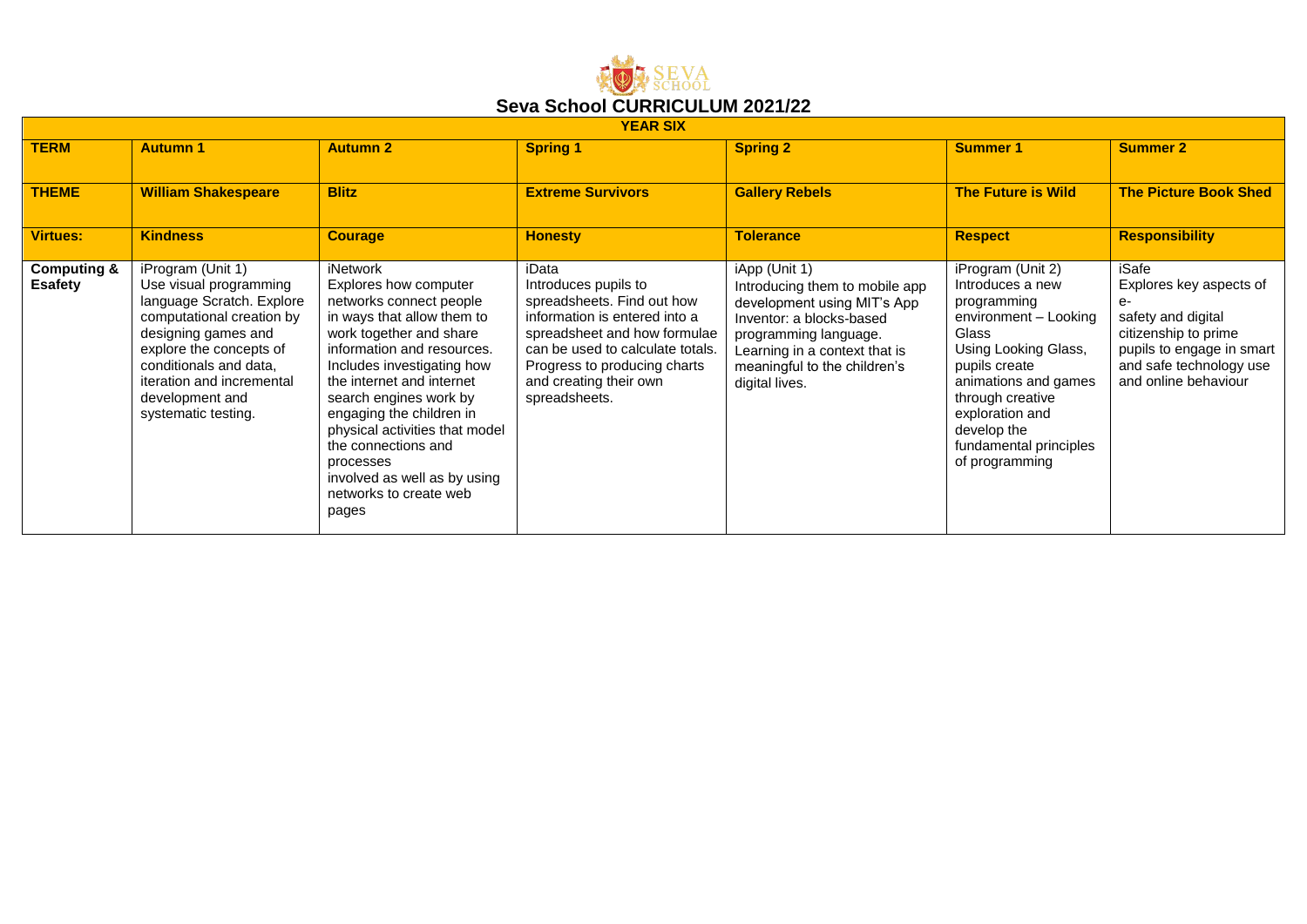# Seva School CURRICULUM 2021/22

| YEAR SIX | | | | | | |
|---|---|---|---|---|---|---|
| **TERM** | **Autumn 1** | **Autumn 2** | **Spring 1** | **Spring 2** | **Summer 1** | **Summer 2** |
| **THEME** | **William Shakespeare** | **Blitz** | **Extreme Survivors** | **Gallery Rebels** | **The Future is Wild** | **The Picture Book Shed** |
| **Virtues:** | **Kindness** | **Courage** | **Honesty** | **Tolerance** | **Respect** | **Responsibility** |
| **Computing & Esafety** | iProgram (Unit 1) Use visual programming language Scratch. Explore computational creation by designing games and explore the concepts of conditionals and data, iteration and incremental development and systematic testing. | iNetwork Explores how computer networks connect people in ways that allow them to work together and share information and resources. Includes investigating how the internet and internet search engines work by engaging the children in physical activities that model the connections and processes involved as well as by using networks to create web pages | iData Introduces pupils to spreadsheets. Find out how information is entered into a spreadsheet and how formulae can be used to calculate totals. Progress to producing charts and creating their own spreadsheets. | iApp (Unit 1) Introducing them to mobile app development using MIT's App Inventor: a blocks-based programming language. Learning in a context that is meaningful to the children's digital lives. | iProgram (Unit 2) Introduces a new programming environment – Looking Glass Using Looking Glass, pupils create animations and games through creative exploration and develop the fundamental principles of programming | iSafe Explores key aspects of e-safety and digital citizenship to prime pupils to engage in smart and safe technology use and online behaviour |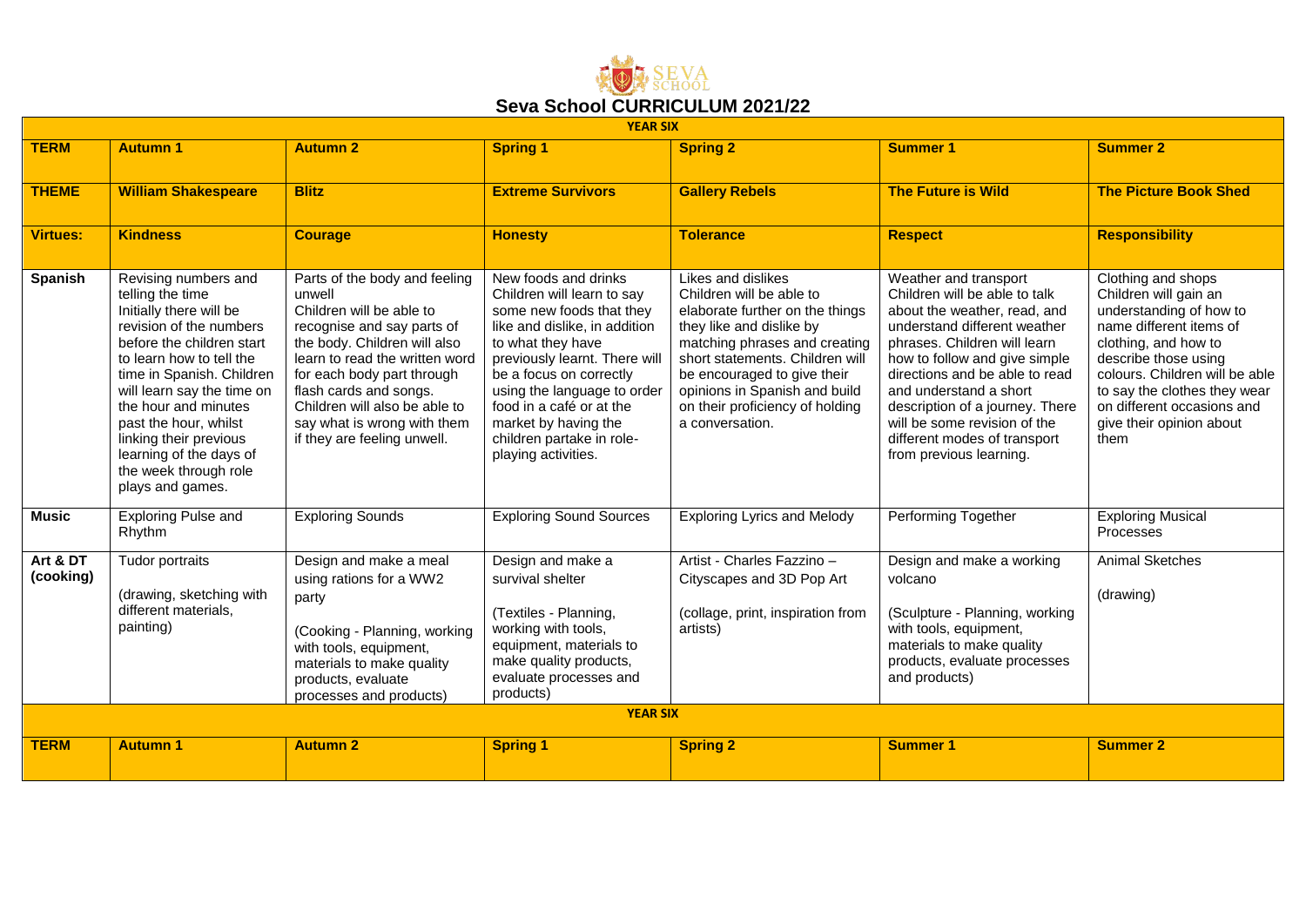# Seva School CURRICULUM 2021/22

| YEAR SIX | | | | | | |
|---|---|---|---|---|---|---|
| **TERM** | **Autumn 1** | **Autumn 2** | **Spring 1** | **Spring 2** | **Summer 1** | **Summer 2** |
| **THEME** | **William Shakespeare** | **Blitz** | **Extreme Survivors** | **Gallery Rebels** | **The Future is Wild** | **The Picture Book Shed** |
| **Virtues:** | **Kindness** | **Courage** | **Honesty** | **Tolerance** | **Respect** | **Responsibility** |
| **Spanish** | Revising numbers and telling the time Initially there will be revision of the numbers before the children start to learn how to tell the time in Spanish. Children will learn say the time on the hour and minutes past the hour, whilst linking their previous learning of the days of the week through role plays and games. | Parts of the body and feeling unwell Children will be able to recognise and say parts of the body. Children will also learn to read the written word for each body part through flash cards and songs. Children will also be able to say what is wrong with them if they are feeling unwell. | New foods and drinks Children will learn to say some new foods that they like and dislike, in addition to what they have previously learnt. There will be a focus on correctly using the language to order food in a café or at the market by having the children partake in role-playing activities. | Likes and dislikes Children will be able to elaborate further on the things they like and dislike by matching phrases and creating short statements. Children will be encouraged to give their opinions in Spanish and build on their proficiency of holding a conversation. | Weather and transport Children will be able to talk about the weather, read, and understand different weather phrases. Children will learn how to follow and give simple directions and be able to read and understand a short description of a journey. There will be some revision of the different modes of transport from previous learning. | Clothing and shops Children will gain an understanding of how to name different items of clothing, and how to describe those using colours. Children will be able to say the clothes they wear on different occasions and give their opinion about them |
| **Music** | Exploring Pulse and Rhythm | Exploring Sounds | Exploring Sound Sources | Exploring Lyrics and Melody | Performing Together | Exploring Musical Processes |
| **Art & DT (cooking)** | Tudor portraits (drawing, sketching with different materials, painting) | Design and make a meal using rations for a WW2 party (Cooking - Planning, working with tools, equipment, materials to make quality products, evaluate processes and products) | Design and make a survival shelter (Textiles - Planning, working with tools, equipment, materials to make quality products, evaluate processes and products) | Artist - Charles Fazzino – Cityscapes and 3D Pop Art (collage, print, inspiration from artists) | Design and make a working volcano (Sculpture - Planning, working with tools, equipment, materials to make quality products, evaluate processes and products) | Animal Sketches (drawing) |
| **YEAR SIX** | | | | | | |
| **TERM** | **Autumn 1** | **Autumn 2** | **Spring 1** | **Spring 2** | **Summer 1** | **Summer 2** |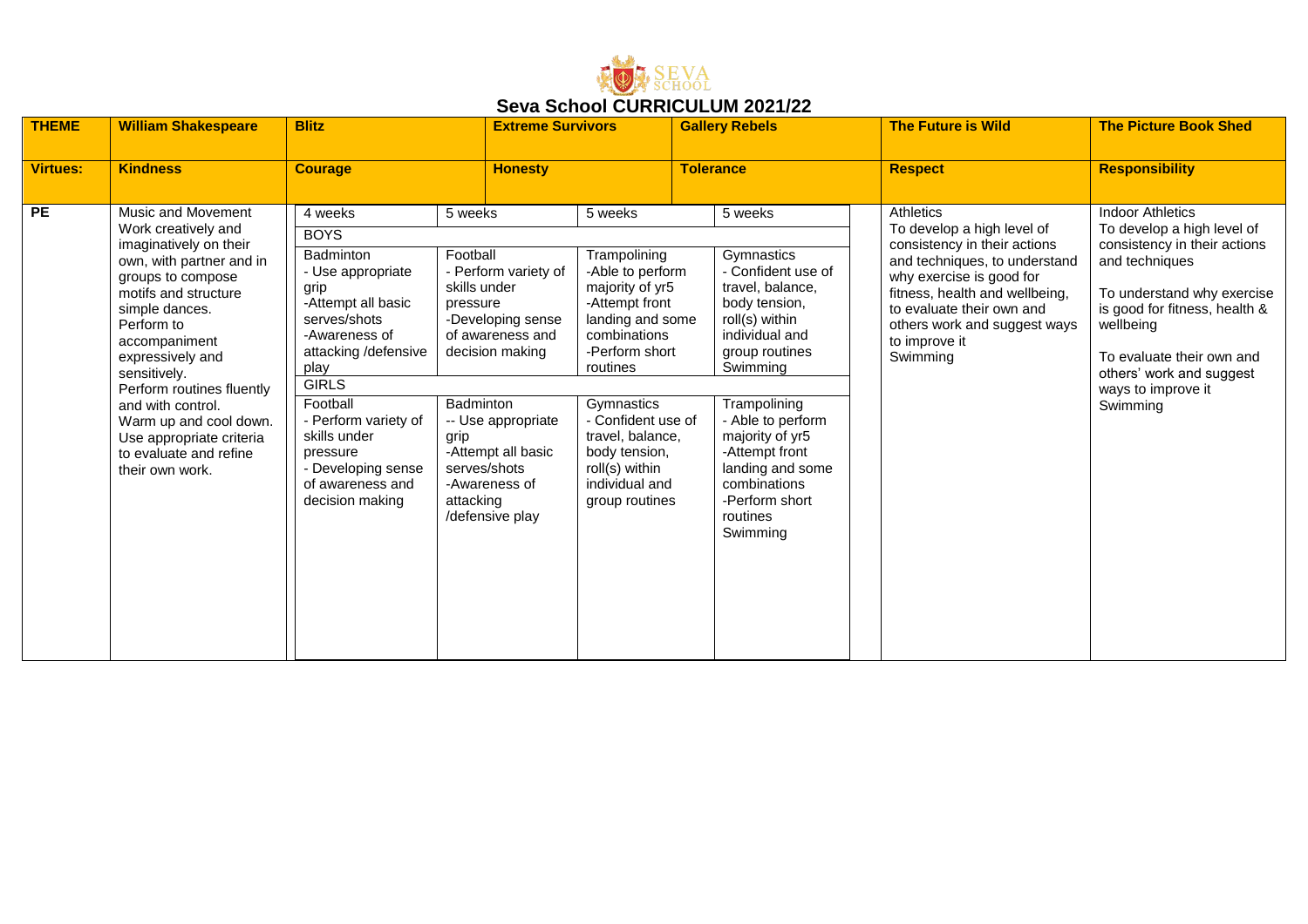# Seva School CURRICULUM 2021/22

| THEME | William Shakespeare | Blitz | | Extreme Survivors | Gallery Rebels | The Future is Wild | The Picture Book Shed |
|---|---|---|---|---|---|---|---|
| **Virtues:** | **Kindness** | **Courage** | | **Honesty** | **Tolerance** | **Respect** | **Responsibility** |
| **PE** | Music and Movement<br>Work creatively and imaginatively on their own, with partner and in groups to compose motifs and structure simple dances.<br>Perform to accompaniment expressively and sensitively.<br>Perform routines fluently and with control.<br>Warm up and cool down.<br>Use appropriate criteria to evaluate and refine their own work. | 4 weeks<br>BOYS<br>Badminton<br>- Use appropriate grip<br>-Attempt all basic serves/shots<br>-Awareness of attacking /defensive play<br>GIRLS<br>Football<br>- Perform variety of skills under pressure<br>- Developing sense of awareness and decision making | 5 weeks<br><br>Football<br>- Perform variety of skills under pressure<br>-Developing sense of awareness and decision making<br><br>Badminton<br>-- Use appropriate grip<br>-Attempt all basic serves/shots<br>-Awareness of attacking /defensive play | 5 weeks<br><br>Trampolining<br>-Able to perform majority of yr5<br>-Attempt front landing and some combinations<br>-Perform short routines<br><br>Gymnastics<br>- Confident use of travel, balance, body tension, roll(s) within individual and group routines | 5 weeks<br><br>Gymnastics<br>- Confident use of travel, balance, body tension, roll(s) within individual and group routines<br>Swimming<br><br>Trampolining<br>- Able to perform majority of yr5<br>-Attempt front landing and some combinations<br>-Perform short routines<br>Swimming | Athletics<br>To develop a high level of consistency in their actions and techniques, to understand why exercise is good for fitness, health and wellbeing, to evaluate their own and others work and suggest ways to improve it<br>Swimming | Indoor Athletics<br>To develop a high level of consistency in their actions and techniques<br><br>To understand why exercise is good for fitness, health & wellbeing<br><br>To evaluate their own and others' work and suggest ways to improve it<br>Swimming |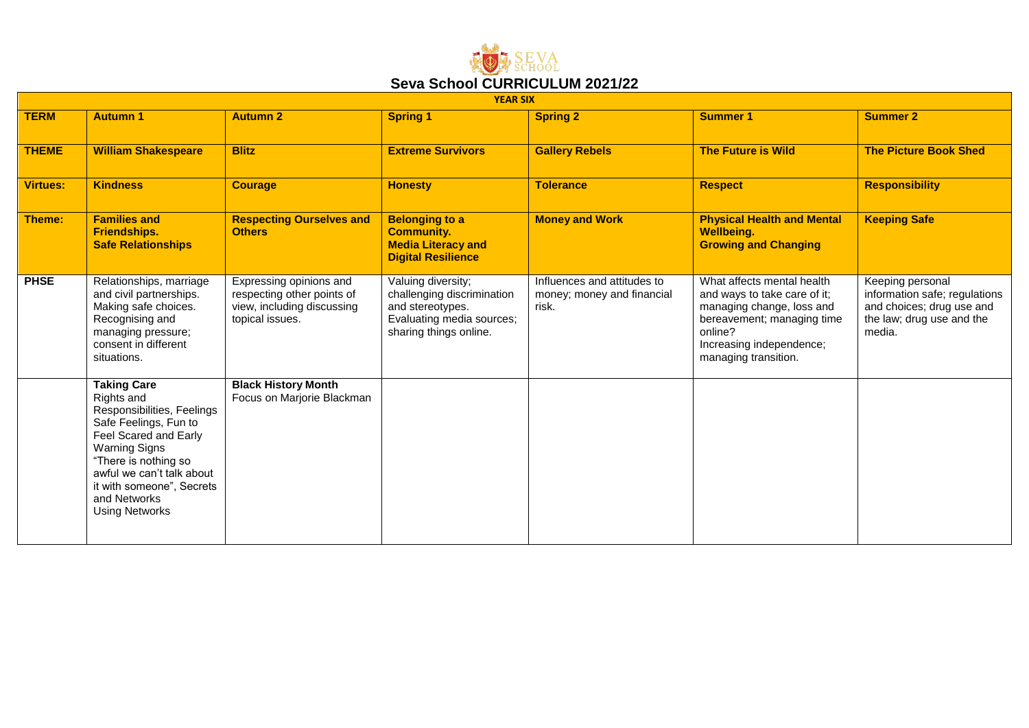SEVA SCHOOL

# Seva School CURRICULUM 2021/22

| YEAR SIX | | | | | | |
|---|---|---|---|---|---|---|
| **TERM** | **Autumn 1** | **Autumn 2** | **Spring 1** | **Spring 2** | **Summer 1** | **Summer 2** |
| **THEME** | **William Shakespeare** | **Blitz** | **Extreme Survivors** | **Gallery Rebels** | **The Future is Wild** | **The Picture Book Shed** |
| **Virtues:** | **Kindness** | **Courage** | **Honesty** | **Tolerance** | **Respect** | **Responsibility** |
| **Theme:** | **Families and Friendships. Safe Relationships** | **Respecting Ourselves and Others** | **Belonging to a Community. Media Literacy and Digital Resilience** | **Money and Work** | **Physical Health and Mental Wellbeing. Growing and Changing** | **Keeping Safe** |
| **PHSE** | Relationships, marriage and civil partnerships. Making safe choices. Recognising and managing pressure; consent in different situations. | Expressing opinions and respecting other points of view, including discussing topical issues. | Valuing diversity; challenging discrimination and stereotypes. Evaluating media sources; sharing things online. | Influences and attitudes to money; money and financial risk. | What affects mental health and ways to take care of it; managing change, loss and bereavement; managing time online? Increasing independence; managing transition. | Keeping personal information safe; regulations and choices; drug use and the law; drug use and the media. |
| | **Taking Care** Rights and Responsibilities, Feelings Safe Feelings, Fun to Feel Scared and Early Warning Signs "There is nothing so awful we can't talk about it with someone", Secrets and Networks Using Networks | **Black History Month** Focus on Marjorie Blackman | | | | |